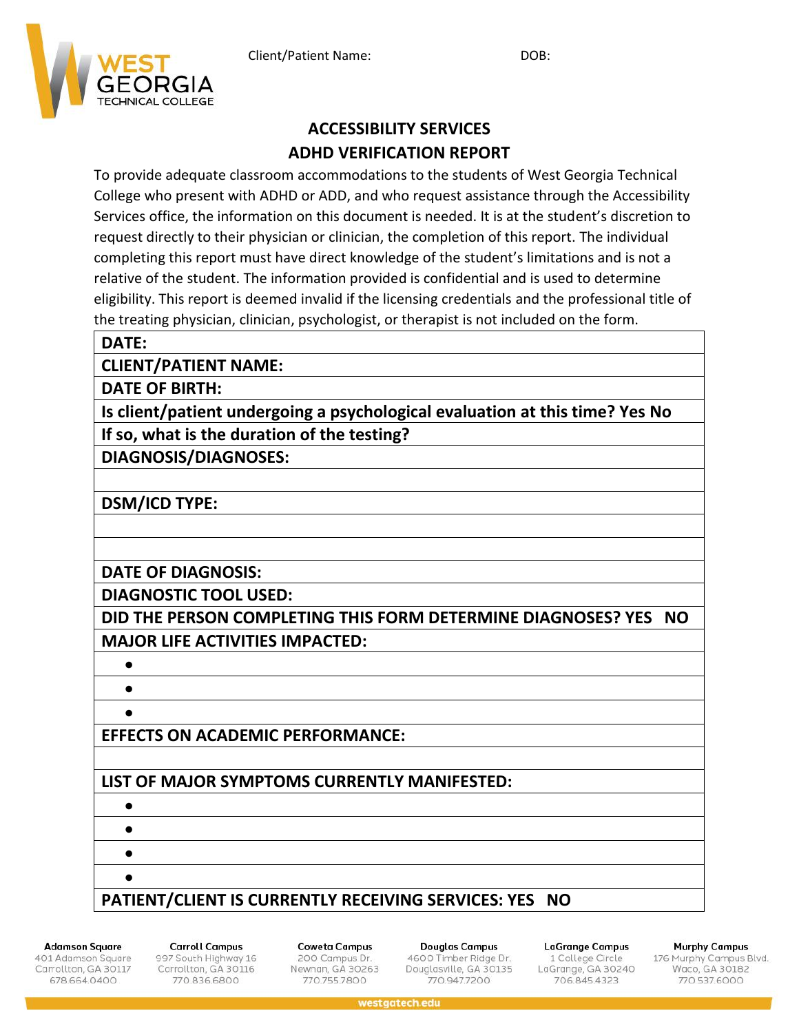Client/Patient Name: DOB:

## ACCESSIBILITY SERVICES

## ADHD VERIFICATION REPORT

To provide adequate classroom accommodations to the students of West Georgia Technical College who present with ADHD or ADD, and who request assistance through the Accessibility Services office, the information on this document is needed. It is at the student's discretion to request directly to their physician or clinician, the completion of this report. The individual completing this report must have direct knowledge of the student's limitations and is not a relative of the student. The information provided is confidential and is used to determine eligibility. This report is deemed invalid if the licensing credentials and the professional title of the treating physician, clinician, psychologist, or therapist is not included on the form.

| **DATE:** |
|---|
| **CLIENT/PATIENT NAME:** |
| **DATE OF BIRTH:** |
| **Is client/patient undergoing a psychological evaluation at this time? Yes No** |
| **If so, what is the duration of the testing?** |
| **DIAGNOSIS/DIAGNOSES:** |
| |
| **DSM/ICD TYPE:** |
| |
| |
| **DATE OF DIAGNOSIS:** |
| **DIAGNOSTIC TOOL USED:** |
| **DID THE PERSON COMPLETING THIS FORM DETERMINE DIAGNOSES? YES NO** |
| **MAJOR LIFE ACTIVITIES IMPACTED:** |
| • |
| • |
| • |
| **EFFECTS ON ACADEMIC PERFORMANCE:** |
| |
| **LIST OF MAJOR SYMPTOMS CURRENTLY MANIFESTED:** |
| • |
| • |
| • |
| • |
| **PATIENT/CLIENT IS CURRENTLY RECEIVING SERVICES: YES NO** |

**Adamson Square** 401 Adamson Square, Carrollton, GA 30117, 678.664.0400
**Carroll Campus** 997 South Highway 16, Carrollton, GA 30116, 770.836.6800
**Coweta Campus** 200 Campus Dr., Newnan, GA 30263, 770.755.7800
**Douglas Campus** 4600 Timber Ridge Dr., Douglasville, GA 30135, 770.947.7200
**LaGrange Campus** 1 College Circle, LaGrange, GA 30240, 706.845.4323
**Murphy Campus** 176 Murphy Campus Blvd., Waco, GA 30182, 770.537.6000

westgatech.edu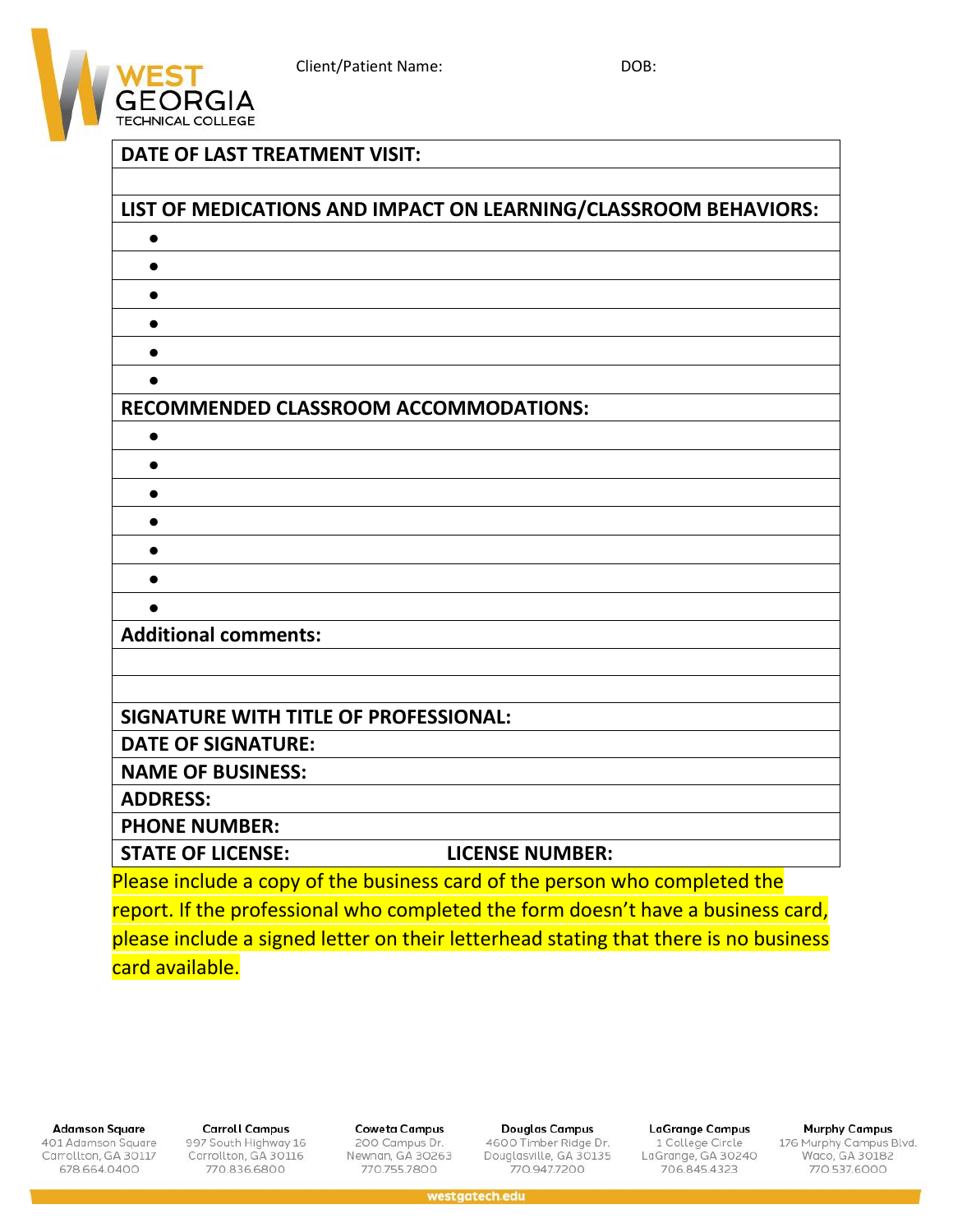Client/Patient Name: DOB:

| DATE OF LAST TREATMENT VISIT: | |
|---|---|
| | |
| **LIST OF MEDICATIONS AND IMPACT ON LEARNING/CLASSROOM BEHAVIORS:** | |
| • | |
| • | |
| • | |
| • | |
| • | |
| • | |
| **RECOMMENDED CLASSROOM ACCOMMODATIONS:** | |
| • | |
| • | |
| • | |
| • | |
| • | |
| • | |
| • | |
| **Additional comments:** | |
| | |
| | |
| **SIGNATURE WITH TITLE OF PROFESSIONAL:** | |
| **DATE OF SIGNATURE:** | |
| **NAME OF BUSINESS:** | |
| **ADDRESS:** | |
| **PHONE NUMBER:** | |
| **STATE OF LICENSE:** | **LICENSE NUMBER:** |

Please include a copy of the business card of the person who completed the report. If the professional who completed the form doesn't have a business card, please include a signed letter on their letterhead stating that there is no business card available.

**Adamson Square**
401 Adamson Square
Carrollton, GA 30117
678.664.0400

**Carroll Campus**
997 South Highway 16
Carrollton, GA 30116
770.836.6800

**Coweta Campus**
200 Campus Dr.
Newnan, GA 30263
770.755.7800

**Douglas Campus**
4600 Timber Ridge Dr.
Douglasville, GA 30135
770.947.7200

**LaGrange Campus**
1 College Circle
LaGrange, GA 30240
706.845.4323

**Murphy Campus**
176 Murphy Campus Blvd.
Waco, GA 30182
770.537.6000

westgatech.edu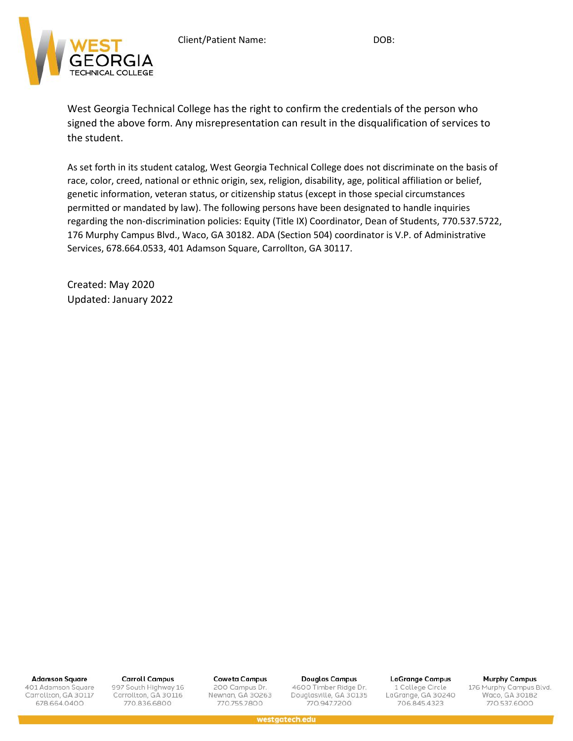West Georgia Technical College has the right to confirm the credentials of the person who signed the above form. Any misrepresentation can result in the disqualification of services to the student.

As set forth in its student catalog, West Georgia Technical College does not discriminate on the basis of race, color, creed, national or ethnic origin, sex, religion, disability, age, political affiliation or belief, genetic information, veteran status, or citizenship status (except in those special circumstances permitted or mandated by law). The following persons have been designated to handle inquiries regarding the non-discrimination policies: Equity (Title IX) Coordinator, Dean of Students, 770.537.5722, 176 Murphy Campus Blvd., Waco, GA 30182. ADA (Section 504) coordinator is V.P. of Administrative Services, 678.664.0533, 401 Adamson Square, Carrollton, GA 30117.

Created: May 2020
Updated: January 2022